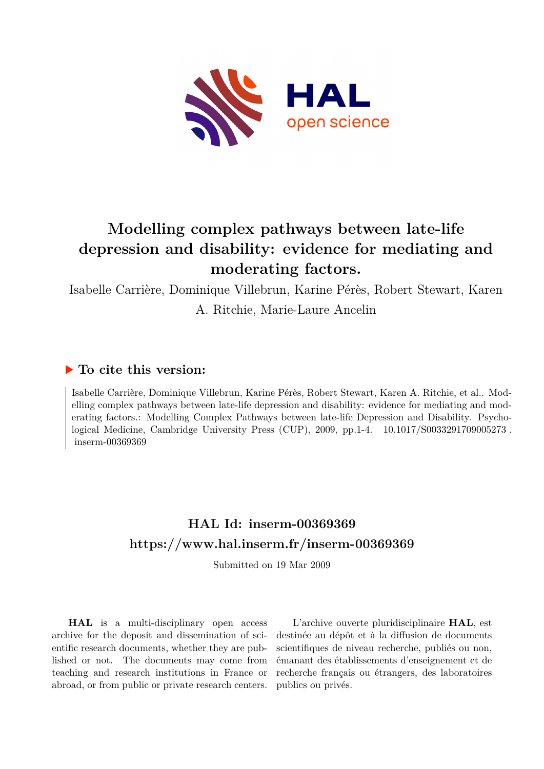# Modelling complex pathways between late-life depression and disability: evidence for mediating and moderating factors.

Isabelle Carrière, Dominique Villebrun, Karine Pérès, Robert Stewart, Karen A. Ritchie, Marie-Laure Ancelin

## ▶ To cite this version:

Isabelle Carrière, Dominique Villebrun, Karine Pérès, Robert Stewart, Karen A. Ritchie, et al.. Modelling complex pathways between late-life depression and disability: evidence for mediating and moderating factors.: Modelling Complex Pathways between late-life Depression and Disability. Psychological Medicine, Cambridge University Press (CUP), 2009, pp.1-4. 10.1017/S0033291709005273 . inserm-00369369

## HAL Id: inserm-00369369

## https://www.hal.inserm.fr/inserm-00369369

Submitted on 19 Mar 2009

**HAL** is a multi-disciplinary open access archive for the deposit and dissemination of scientific research documents, whether they are published or not. The documents may come from teaching and research institutions in France or abroad, or from public or private research centers.

L'archive ouverte pluridisciplinaire **HAL**, est destinée au dépôt et à la diffusion de documents scientifiques de niveau recherche, publiés ou non, émanant des établissements d'enseignement et de recherche français ou étrangers, des laboratoires publics ou privés.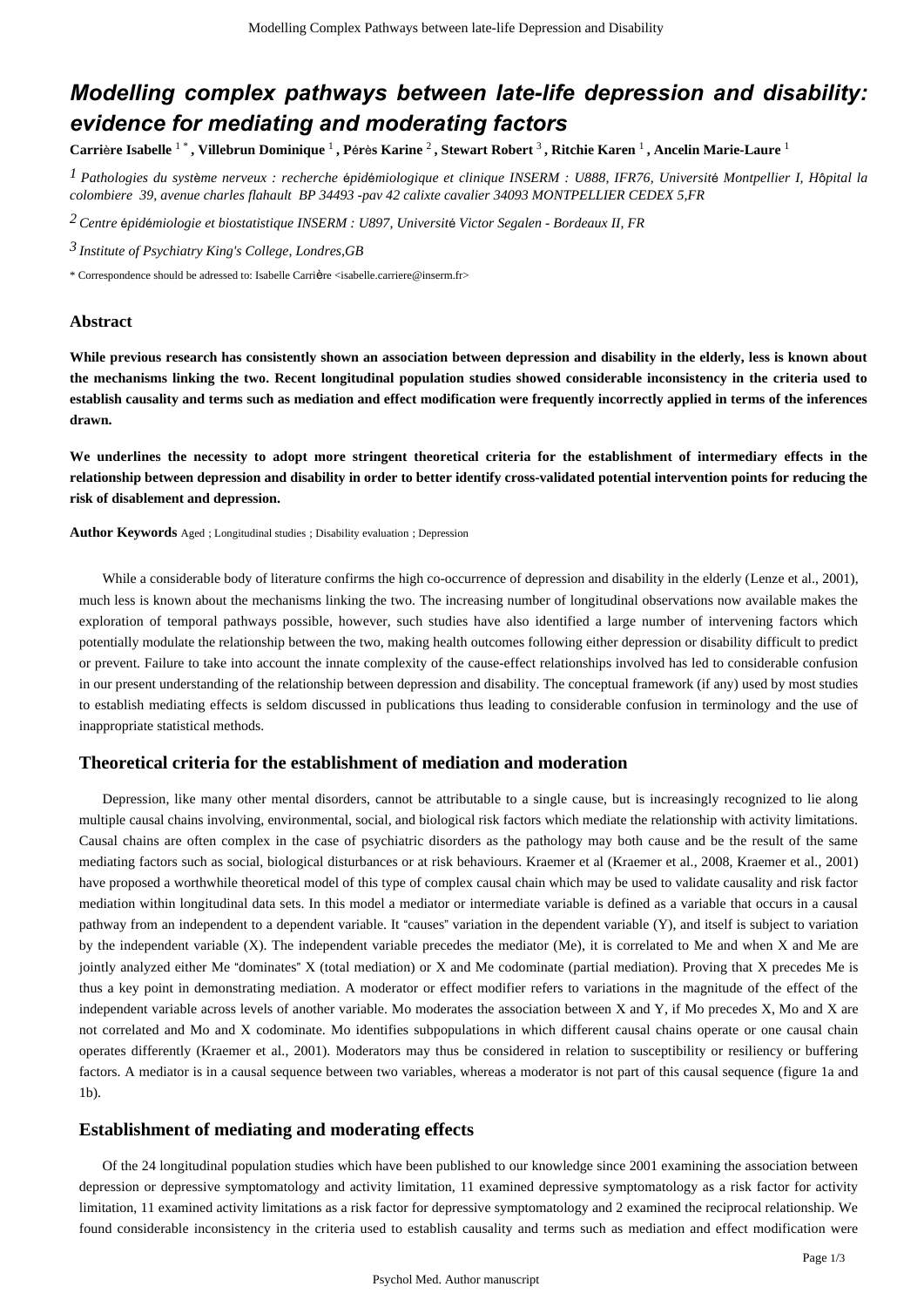# Modelling complex pathways between late-life depression and disability: evidence for mediating and moderating factors

**Carrière Isabelle** [1 *] **, Villebrun Dominique** [1] **, Pérès Karine** [2] **, Stewart Robert** [3] **, Ritchie Karen** [1] **, Ancelin Marie-Laure** [1]

[1] *Pathologies du système nerveux : recherche épidémiologique et clinique INSERM : U888, IFR76, Université Montpellier I, Hôpital la colombiere 39, avenue charles flahault BP 34493 -pav 42 calixte cavalier 34093 MONTPELLIER CEDEX 5,FR*

[2] *Centre épidémiologie et biostatistique INSERM : U897, Université Victor Segalen - Bordeaux II, FR*

[3] *Institute of Psychiatry King's College, Londres,GB*

\* Correspondence should be adressed to: Isabelle Carrière <isabelle.carriere@inserm.fr>

## Abstract

**While previous research has consistently shown an association between depression and disability in the elderly, less is known about the mechanisms linking the two. Recent longitudinal population studies showed considerable inconsistency in the criteria used to establish causality and terms such as mediation and effect modification were frequently incorrectly applied in terms of the inferences drawn.**

**We underlines the necessity to adopt more stringent theoretical criteria for the establishment of intermediary effects in the relationship between depression and disability in order to better identify cross-validated potential intervention points for reducing the risk of disablement and depression.**

**Author Keywords** Aged ; Longitudinal studies ; Disability evaluation ; Depression

While a considerable body of literature confirms the high co-occurrence of depression and disability in the elderly (Lenze et al., 2001), much less is known about the mechanisms linking the two. The increasing number of longitudinal observations now available makes the exploration of temporal pathways possible, however, such studies have also identified a large number of intervening factors which potentially modulate the relationship between the two, making health outcomes following either depression or disability difficult to predict or prevent. Failure to take into account the innate complexity of the cause-effect relationships involved has led to considerable confusion in our present understanding of the relationship between depression and disability. The conceptual framework (if any) used by most studies to establish mediating effects is seldom discussed in publications thus leading to considerable confusion in terminology and the use of inappropriate statistical methods.

## Theoretical criteria for the establishment of mediation and moderation

Depression, like many other mental disorders, cannot be attributable to a single cause, but is increasingly recognized to lie along multiple causal chains involving, environmental, social, and biological risk factors which mediate the relationship with activity limitations. Causal chains are often complex in the case of psychiatric disorders as the pathology may both cause and be the result of the same mediating factors such as social, biological disturbances or at risk behaviours. Kraemer et al (Kraemer et al., 2008, Kraemer et al., 2001) have proposed a worthwhile theoretical model of this type of complex causal chain which may be used to validate causality and risk factor mediation within longitudinal data sets. In this model a mediator or intermediate variable is defined as a variable that occurs in a causal pathway from an independent to a dependent variable. It "causes" variation in the dependent variable (Y), and itself is subject to variation by the independent variable (X). The independent variable precedes the mediator (Me), it is correlated to Me and when X and Me are jointly analyzed either Me "dominates" X (total mediation) or X and Me codominate (partial mediation). Proving that X precedes Me is thus a key point in demonstrating mediation. A moderator or effect modifier refers to variations in the magnitude of the effect of the independent variable across levels of another variable. Mo moderates the association between X and Y, if Mo precedes X, Mo and X are not correlated and Mo and X codominate. Mo identifies subpopulations in which different causal chains operate or one causal chain operates differently (Kraemer et al., 2001). Moderators may thus be considered in relation to susceptibility or resiliency or buffering factors. A mediator is in a causal sequence between two variables, whereas a moderator is not part of this causal sequence (figure 1a and 1b).

## Establishment of mediating and moderating effects

Of the 24 longitudinal population studies which have been published to our knowledge since 2001 examining the association between depression or depressive symptomatology and activity limitation, 11 examined depressive symptomatology as a risk factor for activity limitation, 11 examined activity limitations as a risk factor for depressive symptomatology and 2 examined the reciprocal relationship. We found considerable inconsistency in the criteria used to establish causality and terms such as mediation and effect modification were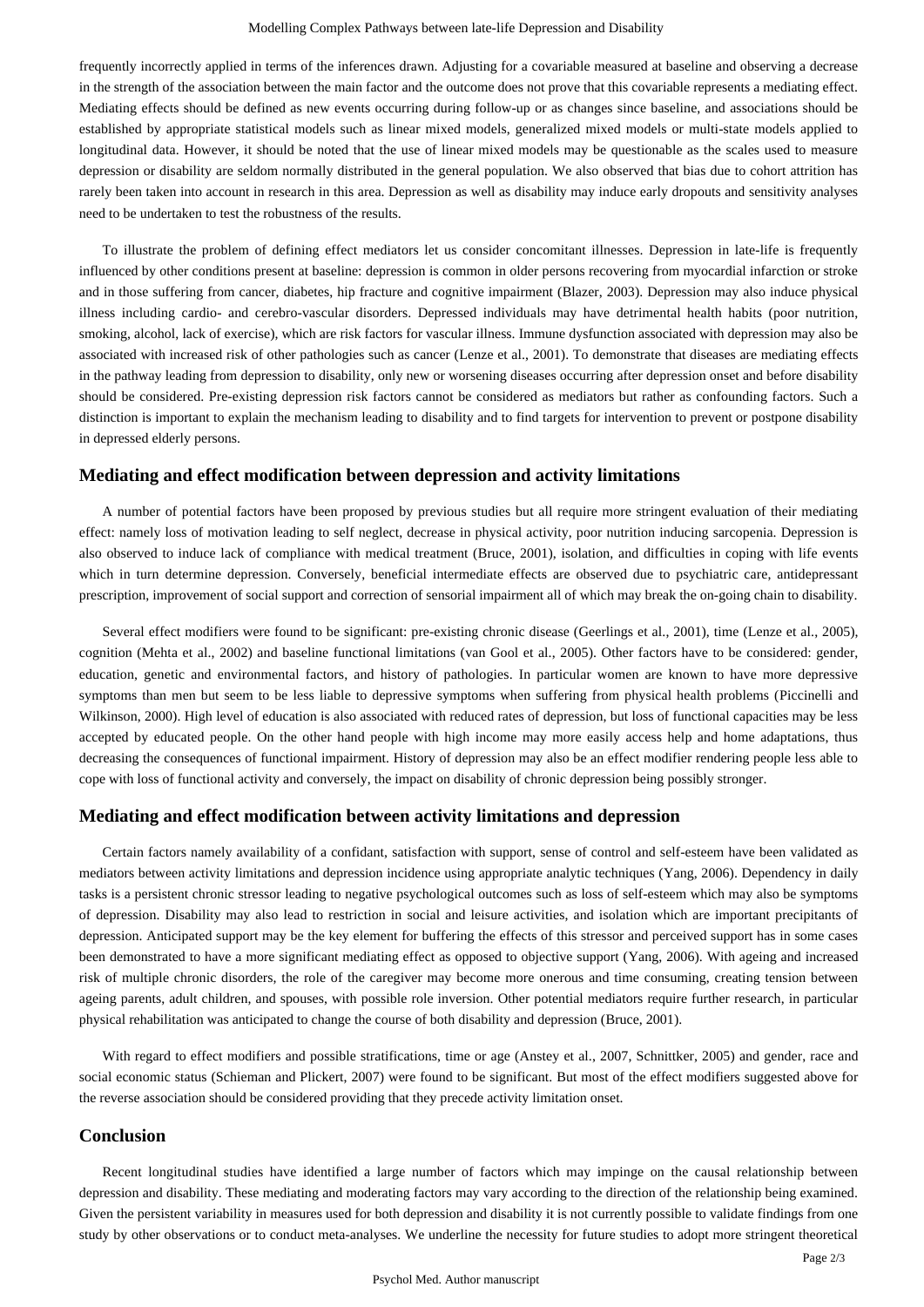frequently incorrectly applied in terms of the inferences drawn. Adjusting for a covariable measured at baseline and observing a decrease in the strength of the association between the main factor and the outcome does not prove that this covariable represents a mediating effect. Mediating effects should be defined as new events occurring during follow-up or as changes since baseline, and associations should be established by appropriate statistical models such as linear mixed models, generalized mixed models or multi-state models applied to longitudinal data. However, it should be noted that the use of linear mixed models may be questionable as the scales used to measure depression or disability are seldom normally distributed in the general population. We also observed that bias due to cohort attrition has rarely been taken into account in research in this area. Depression as well as disability may induce early dropouts and sensitivity analyses need to be undertaken to test the robustness of the results.

To illustrate the problem of defining effect mediators let us consider concomitant illnesses. Depression in late-life is frequently influenced by other conditions present at baseline: depression is common in older persons recovering from myocardial infarction or stroke and in those suffering from cancer, diabetes, hip fracture and cognitive impairment (Blazer, 2003). Depression may also induce physical illness including cardio- and cerebro-vascular disorders. Depressed individuals may have detrimental health habits (poor nutrition, smoking, alcohol, lack of exercise), which are risk factors for vascular illness. Immune dysfunction associated with depression may also be associated with increased risk of other pathologies such as cancer (Lenze et al., 2001). To demonstrate that diseases are mediating effects in the pathway leading from depression to disability, only new or worsening diseases occurring after depression onset and before disability should be considered. Pre-existing depression risk factors cannot be considered as mediators but rather as confounding factors. Such a distinction is important to explain the mechanism leading to disability and to find targets for intervention to prevent or postpone disability in depressed elderly persons.

## Mediating and effect modification between depression and activity limitations

A number of potential factors have been proposed by previous studies but all require more stringent evaluation of their mediating effect: namely loss of motivation leading to self neglect, decrease in physical activity, poor nutrition inducing sarcopenia. Depression is also observed to induce lack of compliance with medical treatment (Bruce, 2001), isolation, and difficulties in coping with life events which in turn determine depression. Conversely, beneficial intermediate effects are observed due to psychiatric care, antidepressant prescription, improvement of social support and correction of sensorial impairment all of which may break the on-going chain to disability.

Several effect modifiers were found to be significant: pre-existing chronic disease (Geerlings et al., 2001), time (Lenze et al., 2005), cognition (Mehta et al., 2002) and baseline functional limitations (van Gool et al., 2005). Other factors have to be considered: gender, education, genetic and environmental factors, and history of pathologies. In particular women are known to have more depressive symptoms than men but seem to be less liable to depressive symptoms when suffering from physical health problems (Piccinelli and Wilkinson, 2000). High level of education is also associated with reduced rates of depression, but loss of functional capacities may be less accepted by educated people. On the other hand people with high income may more easily access help and home adaptations, thus decreasing the consequences of functional impairment. History of depression may also be an effect modifier rendering people less able to cope with loss of functional activity and conversely, the impact on disability of chronic depression being possibly stronger.

## Mediating and effect modification between activity limitations and depression

Certain factors namely availability of a confidant, satisfaction with support, sense of control and self-esteem have been validated as mediators between activity limitations and depression incidence using appropriate analytic techniques (Yang, 2006). Dependency in daily tasks is a persistent chronic stressor leading to negative psychological outcomes such as loss of self-esteem which may also be symptoms of depression. Disability may also lead to restriction in social and leisure activities, and isolation which are important precipitants of depression. Anticipated support may be the key element for buffering the effects of this stressor and perceived support has in some cases been demonstrated to have a more significant mediating effect as opposed to objective support (Yang, 2006). With ageing and increased risk of multiple chronic disorders, the role of the caregiver may become more onerous and time consuming, creating tension between ageing parents, adult children, and spouses, with possible role inversion. Other potential mediators require further research, in particular physical rehabilitation was anticipated to change the course of both disability and depression (Bruce, 2001).

With regard to effect modifiers and possible stratifications, time or age (Anstey et al., 2007, Schnittker, 2005) and gender, race and social economic status (Schieman and Plickert, 2007) were found to be significant. But most of the effect modifiers suggested above for the reverse association should be considered providing that they precede activity limitation onset.

## Conclusion

Recent longitudinal studies have identified a large number of factors which may impinge on the causal relationship between depression and disability. These mediating and moderating factors may vary according to the direction of the relationship being examined. Given the persistent variability in measures used for both depression and disability it is not currently possible to validate findings from one study by other observations or to conduct meta-analyses. We underline the necessity for future studies to adopt more stringent theoretical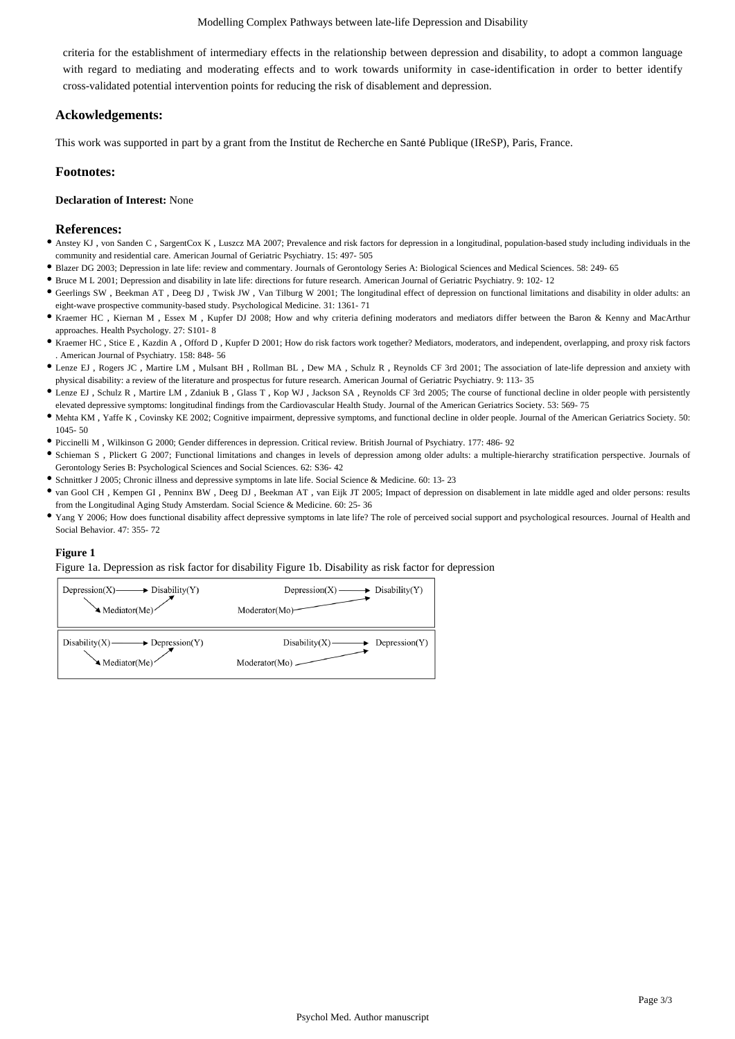criteria for the establishment of intermediary effects in the relationship between depression and disability, to adopt a common language with regard to mediating and moderating effects and to work towards uniformity in case-identification in order to better identify cross-validated potential intervention points for reducing the risk of disablement and depression.

## Ackowledgements:

This work was supported in part by a grant from the Institut de Recherche en Santé Publique (IReSP), Paris, France.

## Footnotes:

**Declaration of Interest:** None

## References:

- Anstey KJ , von Sanden C , SargentCox K , Luszcz MA 2007; Prevalence and risk factors for depression in a longitudinal, population-based study including individuals in the community and residential care. American Journal of Geriatric Psychiatry. 15: 497- 505
- Blazer DG 2003; Depression in late life: review and commentary. Journals of Gerontology Series A: Biological Sciences and Medical Sciences. 58: 249- 65
- Bruce M L 2001; Depression and disability in late life: directions for future research. American Journal of Geriatric Psychiatry. 9: 102- 12
- Geerlings SW , Beekman AT , Deeg DJ , Twisk JW , Van Tilburg W 2001; The longitudinal effect of depression on functional limitations and disability in older adults: an eight-wave prospective community-based study. Psychological Medicine. 31: 1361- 71
- Kraemer HC , Kiernan M , Essex M , Kupfer DJ 2008; How and why criteria defining moderators and mediators differ between the Baron & Kenny and MacArthur approaches. Health Psychology. 27: S101- 8
- Kraemer HC , Stice E , Kazdin A , Offord D , Kupfer D 2001; How do risk factors work together? Mediators, moderators, and independent, overlapping, and proxy risk factors . American Journal of Psychiatry. 158: 848- 56
- Lenze EJ , Rogers JC , Martire LM , Mulsant BH , Rollman BL , Dew MA , Schulz R , Reynolds CF 3rd 2001; The association of late-life depression and anxiety with physical disability: a review of the literature and prospectus for future research. American Journal of Geriatric Psychiatry. 9: 113- 35
- Lenze EJ , Schulz R , Martire LM , Zdaniuk B , Glass T , Kop WJ , Jackson SA , Reynolds CF 3rd 2005; The course of functional decline in older people with persistently elevated depressive symptoms: longitudinal findings from the Cardiovascular Health Study. Journal of the American Geriatrics Society. 53: 569- 75
- Mehta KM , Yaffe K , Covinsky KE 2002; Cognitive impairment, depressive symptoms, and functional decline in older people. Journal of the American Geriatrics Society. 50: 1045- 50
- Piccinelli M , Wilkinson G 2000; Gender differences in depression. Critical review. British Journal of Psychiatry. 177: 486- 92
- Schieman S , Plickert G 2007; Functional limitations and changes in levels of depression among older adults: a multiple-hierarchy stratification perspective. Journals of Gerontology Series B: Psychological Sciences and Social Sciences. 62: S36- 42
- Schnittker J 2005; Chronic illness and depressive symptoms in late life. Social Science & Medicine. 60: 13- 23
- van Gool CH , Kempen GI , Penninx BW , Deeg DJ , Beekman AT , van Eijk JT 2005; Impact of depression on disablement in late middle aged and older persons: results from the Longitudinal Aging Study Amsterdam. Social Science & Medicine. 60: 25- 36
- Yang Y 2006; How does functional disability affect depressive symptoms in late life? The role of perceived social support and psychological resources. Journal of Health and Social Behavior. 47: 355- 72

**Figure 1**

Figure 1a. Depression as risk factor for disability Figure 1b. Disability as risk factor for depression

Depression(X) → Disability(Y)
Mediator(Me)

Depression(X) → Disability(Y)
Moderator(Mo)

Disability(X) → Depression(Y)
Mediator(Me)

Disability(X) → Depression(Y)
Moderator(Mo)